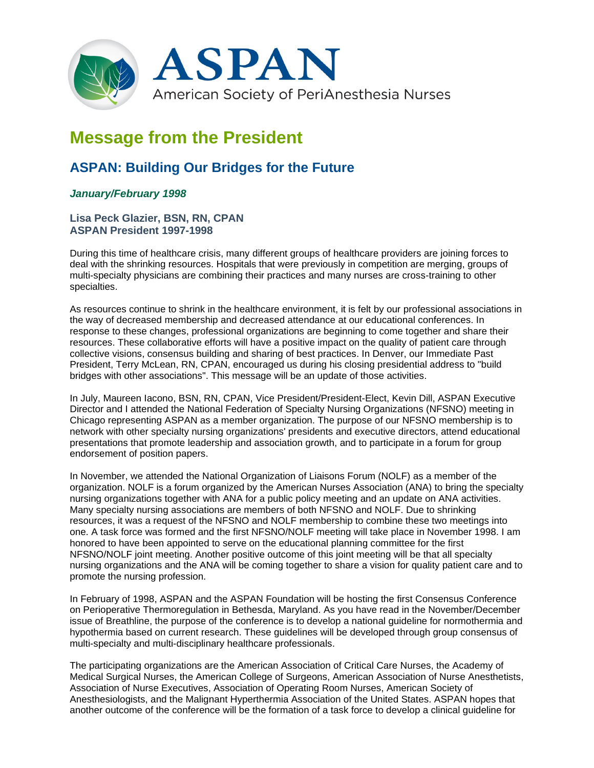ASPAN

American Society of PeriAnesthesia Nurses

# Message from the President

## ASPAN: Building Our Bridges for the Future

***January/February 1998***

**Lisa Peck Glazier, BSN, RN, CPAN**
**ASPAN President 1997-1998**

During this time of healthcare crisis, many different groups of healthcare providers are joining forces to deal with the shrinking resources. Hospitals that were previously in competition are merging, groups of multi-specialty physicians are combining their practices and many nurses are cross-training to other specialties.

As resources continue to shrink in the healthcare environment, it is felt by our professional associations in the way of decreased membership and decreased attendance at our educational conferences. In response to these changes, professional organizations are beginning to come together and share their resources. These collaborative efforts will have a positive impact on the quality of patient care through collective visions, consensus building and sharing of best practices. In Denver, our Immediate Past President, Terry McLean, RN, CPAN, encouraged us during his closing presidential address to "build bridges with other associations". This message will be an update of those activities.

In July, Maureen Iacono, BSN, RN, CPAN, Vice President/President-Elect, Kevin Dill, ASPAN Executive Director and I attended the National Federation of Specialty Nursing Organizations (NFSNO) meeting in Chicago representing ASPAN as a member organization. The purpose of our NFSNO membership is to network with other specialty nursing organizations' presidents and executive directors, attend educational presentations that promote leadership and association growth, and to participate in a forum for group endorsement of position papers.

In November, we attended the National Organization of Liaisons Forum (NOLF) as a member of the organization. NOLF is a forum organized by the American Nurses Association (ANA) to bring the specialty nursing organizations together with ANA for a public policy meeting and an update on ANA activities. Many specialty nursing associations are members of both NFSNO and NOLF. Due to shrinking resources, it was a request of the NFSNO and NOLF membership to combine these two meetings into one. A task force was formed and the first NFSNO/NOLF meeting will take place in November 1998. I am honored to have been appointed to serve on the educational planning committee for the first NFSNO/NOLF joint meeting. Another positive outcome of this joint meeting will be that all specialty nursing organizations and the ANA will be coming together to share a vision for quality patient care and to promote the nursing profession.

In February of 1998, ASPAN and the ASPAN Foundation will be hosting the first Consensus Conference on Perioperative Thermoregulation in Bethesda, Maryland. As you have read in the November/December issue of Breathline, the purpose of the conference is to develop a national guideline for normothermia and hypothermia based on current research. These guidelines will be developed through group consensus of multi-specialty and multi-disciplinary healthcare professionals.

The participating organizations are the American Association of Critical Care Nurses, the Academy of Medical Surgical Nurses, the American College of Surgeons, American Association of Nurse Anesthetists, Association of Nurse Executives, Association of Operating Room Nurses, American Society of Anesthesiologists, and the Malignant Hyperthermia Association of the United States. ASPAN hopes that another outcome of the conference will be the formation of a task force to develop a clinical guideline for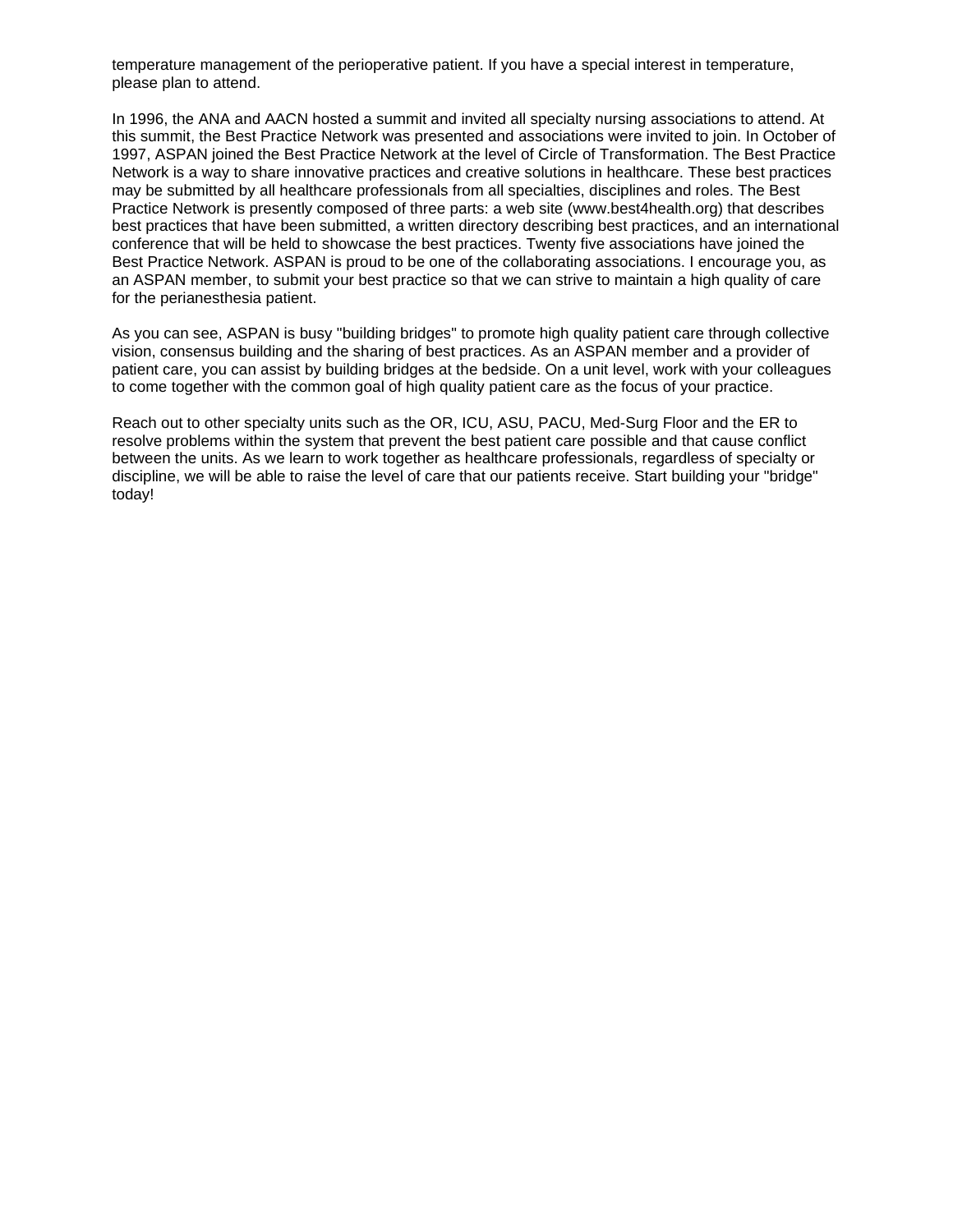temperature management of the perioperative patient. If you have a special interest in temperature, please plan to attend.

In 1996, the ANA and AACN hosted a summit and invited all specialty nursing associations to attend. At this summit, the Best Practice Network was presented and associations were invited to join. In October of 1997, ASPAN joined the Best Practice Network at the level of Circle of Transformation. The Best Practice Network is a way to share innovative practices and creative solutions in healthcare. These best practices may be submitted by all healthcare professionals from all specialties, disciplines and roles. The Best Practice Network is presently composed of three parts: a web site (www.best4health.org) that describes best practices that have been submitted, a written directory describing best practices, and an international conference that will be held to showcase the best practices. Twenty five associations have joined the Best Practice Network. ASPAN is proud to be one of the collaborating associations. I encourage you, as an ASPAN member, to submit your best practice so that we can strive to maintain a high quality of care for the perianesthesia patient.

As you can see, ASPAN is busy "building bridges" to promote high quality patient care through collective vision, consensus building and the sharing of best practices. As an ASPAN member and a provider of patient care, you can assist by building bridges at the bedside. On a unit level, work with your colleagues to come together with the common goal of high quality patient care as the focus of your practice.

Reach out to other specialty units such as the OR, ICU, ASU, PACU, Med-Surg Floor and the ER to resolve problems within the system that prevent the best patient care possible and that cause conflict between the units. As we learn to work together as healthcare professionals, regardless of specialty or discipline, we will be able to raise the level of care that our patients receive. Start building your "bridge" today!